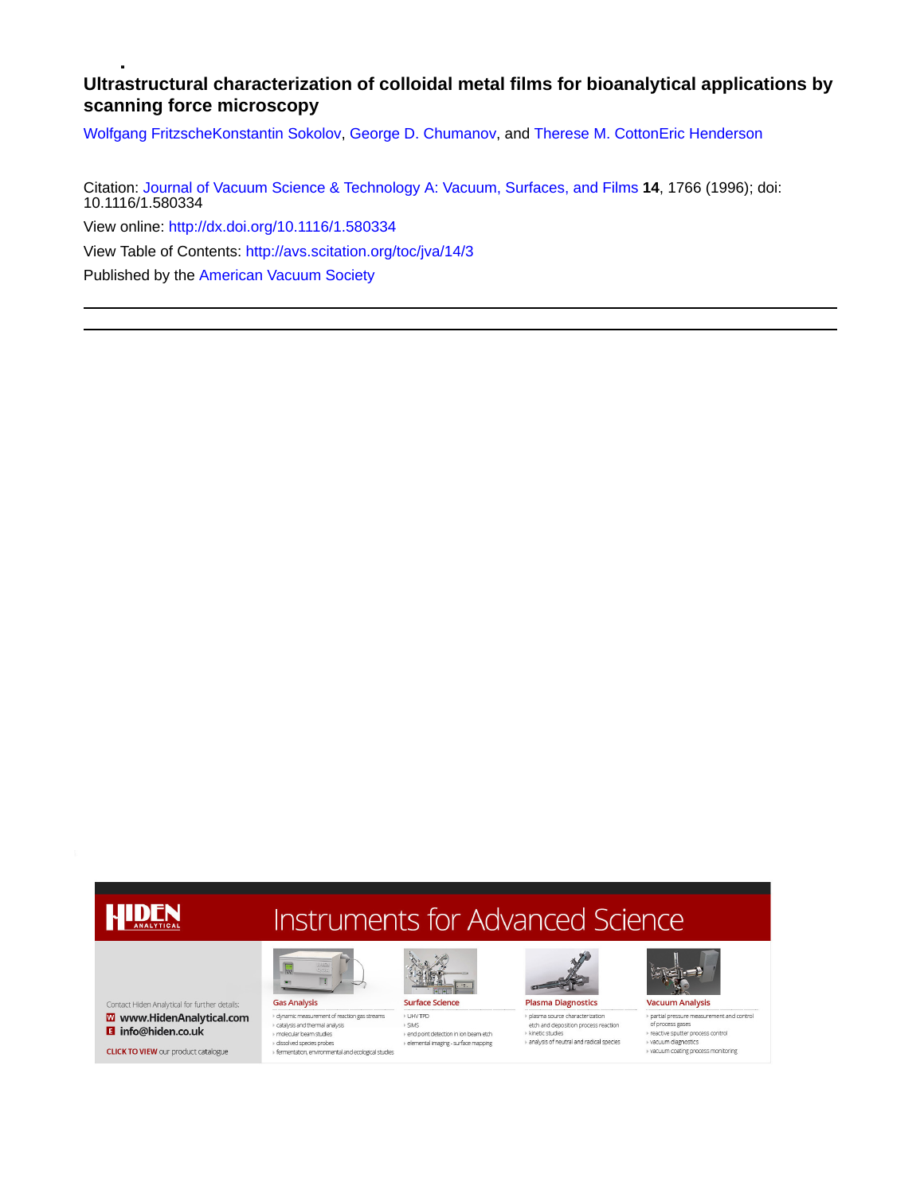# Ultrastructural characterization of colloidal metal films for bioanalytical applications by scanning force microscopy

Wolfgang FritzscheKonstantin Sokolov, George D. Chumanov, and Therese M. CottonEric Henderson

Citation: Journal of Vacuum Science & Technology A: Vacuum, Surfaces, and Films **14**, 1766 (1996); doi: 10.1116/1.580334

View online: http://dx.doi.org/10.1116/1.580334

View Table of Contents: http://avs.scitation.org/toc/jva/14/3

Published by the American Vacuum Society

HIDEN ANALYTICAL

Instruments for Advanced Science

Contact Hiden Analytical for further details:

www.HidenAnalytical.com

info@hiden.co.uk

CLICK TO VIEW our product catalogue

**Gas Analysis**
- dynamic measurement of reaction gas streams
- catalysis and thermal analysis
- molecular beam studies
- dissolved species probes
- fermentation, environmental and ecological studies

**Surface Science**
- UHV TPD
- SIMS
- end point detection in ion beam etch
- elemental imaging - surface mapping

**Plasma Diagnostics**
- plasma source characterization
- etch and deposition process reaction kinetic studies
- analysis of neutral and radical species

**Vacuum Analysis**
- partial pressure measurement and control of process gases
- reactive sputter process control
- vacuum diagnostics
- vacuum coating process monitoring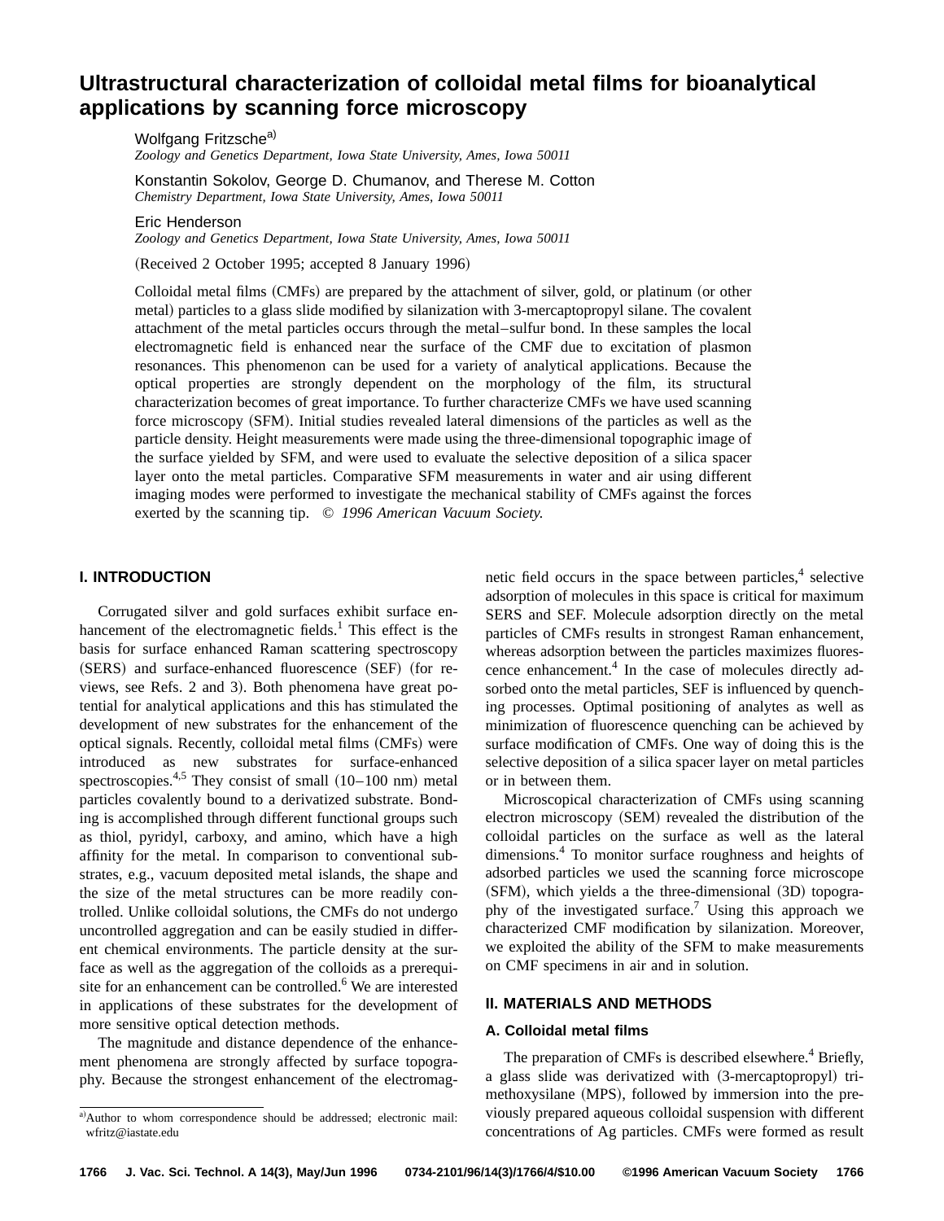# Ultrastructural characterization of colloidal metal films for bioanalytical applications by scanning force microscopy

Wolfgang Fritzsche[a)]
*Zoology and Genetics Department, Iowa State University, Ames, Iowa 50011*

Konstantin Sokolov, George D. Chumanov, and Therese M. Cotton
*Chemistry Department, Iowa State University, Ames, Iowa 50011*

Eric Henderson
*Zoology and Genetics Department, Iowa State University, Ames, Iowa 50011*

(Received 2 October 1995; accepted 8 January 1996)

Colloidal metal films (CMFs) are prepared by the attachment of silver, gold, or platinum (or other metal) particles to a glass slide modified by silanization with 3-mercaptopropyl silane. The covalent attachment of the metal particles occurs through the metal–sulfur bond. In these samples the local electromagnetic field is enhanced near the surface of the CMF due to excitation of plasmon resonances. This phenomenon can be used for a variety of analytical applications. Because the optical properties are strongly dependent on the morphology of the film, its structural characterization becomes of great importance. To further characterize CMFs we have used scanning force microscopy (SFM). Initial studies revealed lateral dimensions of the particles as well as the particle density. Height measurements were made using the three-dimensional topographic image of the surface yielded by SFM, and were used to evaluate the selective deposition of a silica spacer layer onto the metal particles. Comparative SFM measurements in water and air using different imaging modes were performed to investigate the mechanical stability of CMFs against the forces exerted by the scanning tip. © *1996 American Vacuum Society.*

## I. INTRODUCTION

Corrugated silver and gold surfaces exhibit surface enhancement of the electromagnetic fields.[1] This effect is the basis for surface enhanced Raman scattering spectroscopy (SERS) and surface-enhanced fluorescence (SEF) (for reviews, see Refs. 2 and 3). Both phenomena have great potential for analytical applications and this has stimulated the development of new substrates for the enhancement of the optical signals. Recently, colloidal metal films (CMFs) were introduced as new substrates for surface-enhanced spectroscopies.[4,5] They consist of small (10–100 nm) metal particles covalently bound to a derivatized substrate. Bonding is accomplished through different functional groups such as thiol, pyridyl, carboxy, and amino, which have a high affinity for the metal. In comparison to conventional substrates, e.g., vacuum deposited metal islands, the shape and the size of the metal structures can be more readily controlled. Unlike colloidal solutions, the CMFs do not undergo uncontrolled aggregation and can be easily studied in different chemical environments. The particle density at the surface as well as the aggregation of the colloids as a prerequisite for an enhancement can be controlled.[6] We are interested in applications of these substrates for the development of more sensitive optical detection methods.

The magnitude and distance dependence of the enhancement phenomena are strongly affected by surface topography. Because the strongest enhancement of the electromagnetic field occurs in the space between particles,[4] selective adsorption of molecules in this space is critical for maximum SERS and SEF. Molecule adsorption directly on the metal particles of CMFs results in strongest Raman enhancement, whereas adsorption between the particles maximizes fluorescence enhancement.[4] In the case of molecules directly adsorbed onto the metal particles, SEF is influenced by quenching processes. Optimal positioning of analytes as well as minimization of fluorescence quenching can be achieved by surface modification of CMFs. One way of doing this is the selective deposition of a silica spacer layer on metal particles or in between them.

Microscopical characterization of CMFs using scanning electron microscopy (SEM) revealed the distribution of the colloidal particles on the surface as well as the lateral dimensions.[4] To monitor surface roughness and heights of adsorbed particles we used the scanning force microscope (SFM), which yields a the three-dimensional (3D) topography of the investigated surface.[7] Using this approach we characterized CMF modification by silanization. Moreover, we exploited the ability of the SFM to make measurements on CMF specimens in air and in solution.

## II. MATERIALS AND METHODS

### A. Colloidal metal films

The preparation of CMFs is described elsewhere.[4] Briefly, a glass slide was derivatized with (3-mercaptopropyl) trimethoxysilane (MPS), followed by immersion into the previously prepared aqueous colloidal suspension with different concentrations of Ag particles. CMFs were formed as result

[a)]Author to whom correspondence should be addressed; electronic mail: wfritz@iastate.edu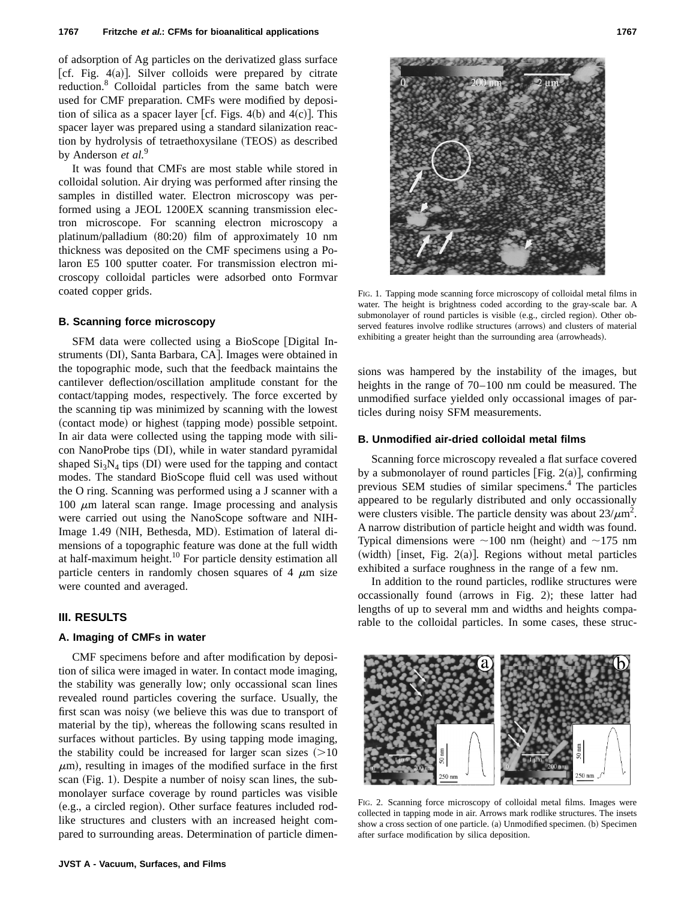of adsorption of Ag particles on the derivatized glass surface [cf. Fig. 4(a)]. Silver colloids were prepared by citrate reduction.[8] Colloidal particles from the same batch were used for CMF preparation. CMFs were modified by deposition of silica as a spacer layer [cf. Figs. 4(b) and 4(c)]. This spacer layer was prepared using a standard silanization reaction by hydrolysis of tetraethoxysilane (TEOS) as described by Anderson *et al.*[9]

It was found that CMFs are most stable while stored in colloidal solution. Air drying was performed after rinsing the samples in distilled water. Electron microscopy was performed using a JEOL 1200EX scanning transmission electron microscope. For scanning electron microscopy a platinum/palladium (80:20) film of approximately 10 nm thickness was deposited on the CMF specimens using a Polaron E5 100 sputter coater. For transmission electron microscopy colloidal particles were adsorbed onto Formvar coated copper grids.

### B. Scanning force microscopy

SFM data were collected using a BioScope [Digital Instruments (DI), Santa Barbara, CA]. Images were obtained in the topographic mode, such that the feedback maintains the cantilever deflection/oscillation amplitude constant for the contact/tapping modes, respectively. The force excerted by the scanning tip was minimized by scanning with the lowest (contact mode) or highest (tapping mode) possible setpoint. In air data were collected using the tapping mode with silicon NanoProbe tips (DI), while in water standard pyramidal shaped $Si_3N_4$ tips (DI) were used for the tapping and contact modes. The standard BioScope fluid cell was used without the O ring. Scanning was performed using a J scanner with a 100 $\mu$m lateral scan range. Image processing and analysis were carried out using the NanoScope software and NIH-Image 1.49 (NIH, Bethesda, MD). Estimation of lateral dimensions of a topographic feature was done at the full width at half-maximum height.[10] For particle density estimation all particle centers in randomly chosen squares of 4 $\mu$m size were counted and averaged.

## III. RESULTS

### A. Imaging of CMFs in water

CMF specimens before and after modification by deposition of silica were imaged in water. In contact mode imaging, the stability was generally low; only occassional scan lines revealed round particles covering the surface. Usually, the first scan was noisy (we believe this was due to transport of material by the tip), whereas the following scans resulted in surfaces without particles. By using tapping mode imaging, the stability could be increased for larger scan sizes (>10 $\mu$m), resulting in images of the modified surface in the first scan (Fig. 1). Despite a number of noisy scan lines, the submonolayer surface coverage by round particles was visible (e.g., a circled region). Other surface features included rodlike structures and clusters with an increased height compared to surrounding areas. Determination of particle dimensions was hampered by the instability of the images, but heights in the range of 70–100 nm could be measured. The unmodified surface yielded only occassional images of particles during noisy SFM measurements.

0

200 nm

2 μm

FIG. 1. Tapping mode scanning force microscopy of colloidal metal films in water. The height is brightness coded according to the gray-scale bar. A submonolayer of round particles is visible (e.g., circled region). Other observed features involve rodlike structures (arrows) and clusters of material exhibiting a greater height than the surrounding area (arrowheads).

### B. Unmodified air-dried colloidal metal films

Scanning force microscopy revealed a flat surface covered by a submonolayer of round particles [Fig. 2(a)], confirming previous SEM studies of similar specimens.[4] The particles appeared to be regularly distributed and only occassionally were clusters visible. The particle density was about 23/$\mu$m$^2$. A narrow distribution of particle height and width was found. Typical dimensions were ~100 nm (height) and ~175 nm (width) [inset, Fig. 2(a)]. Regions without metal particles exhibited a surface roughness in the range of a few nm.

In addition to the round particles, rodlike structures were occassionally found (arrows in Fig. 2); these latter had lengths of up to several mm and widths and heights comparable to the colloidal particles. In some cases, these struc-

a

1 μm

0

200 nm

50 nm

250 nm

b

1 μm

0

200 nm

50 nm

250 nm

FIG. 2. Scanning force microscopy of colloidal metal films. Images were collected in tapping mode in air. Arrows mark rodlike structures. The insets show a cross section of one particle. (a) Unmodified specimen. (b) Specimen after surface modification by silica deposition.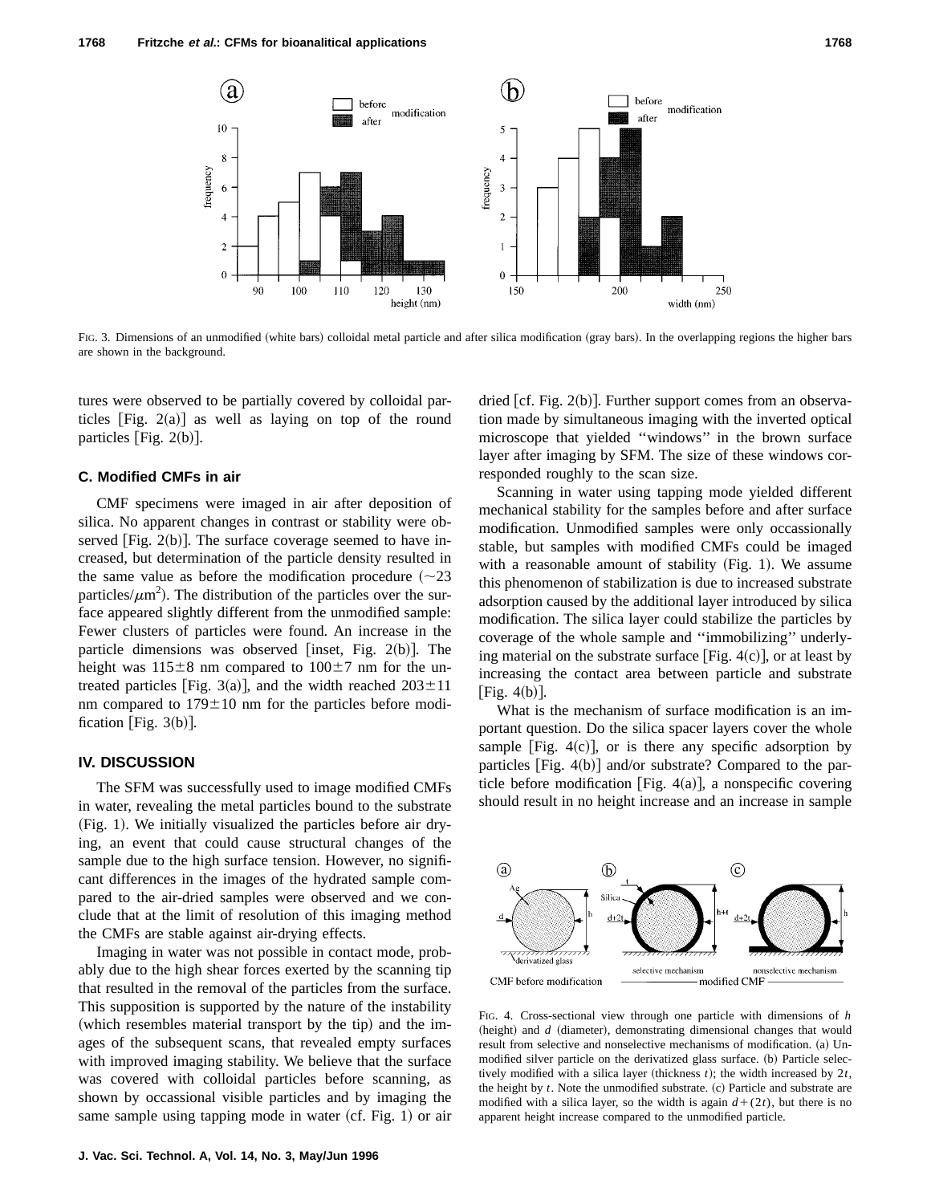(a)

before modification

after

frequency

10

8

6

4

2

0

90 100 110 120 130

height (nm)

(b)

before modification

after

frequency

5

4

3

2

1

0

150 200 250

width (nm)

FIG. 3. Dimensions of an unmodified (white bars) colloidal metal particle and after silica modification (gray bars). In the overlapping regions the higher bars are shown in the background.

tures were observed to be partially covered by colloidal particles [Fig. 2(a)] as well as laying on top of the round particles [Fig. 2(b)].

### C. Modified CMFs in air

CMF specimens were imaged in air after deposition of silica. No apparent changes in contrast or stability were observed [Fig. 2(b)]. The surface coverage seemed to have increased, but determination of the particle density resulted in the same value as before the modification procedure (~23 particles/$\mu m^2$). The distribution of the particles over the surface appeared slightly different from the unmodified sample: Fewer clusters of particles were found. An increase in the particle dimensions was observed [inset, Fig. 2(b)]. The height was 115±8 nm compared to 100±7 nm for the untreated particles [Fig. 3(a)], and the width reached 203±11 nm compared to 179±10 nm for the particles before modification [Fig. 3(b)].

## IV. DISCUSSION

The SFM was successfully used to image modified CMFs in water, revealing the metal particles bound to the substrate (Fig. 1). We initially visualized the particles before air drying, an event that could cause structural changes of the sample due to the high surface tension. However, no significant differences in the images of the hydrated sample compared to the air-dried samples were observed and we conclude that at the limit of resolution of this imaging method the CMFs are stable against air-drying effects.

Imaging in water was not possible in contact mode, probably due to the high shear forces exerted by the scanning tip that resulted in the removal of the particles from the surface. This supposition is supported by the nature of the instability (which resembles material transport by the tip) and the images of the subsequent scans, that revealed empty surfaces with improved imaging stability. We believe that the surface was covered with colloidal particles before scanning, as shown by occassional visible particles and by imaging the same sample using tapping mode in water (cf. Fig. 1) or air dried [cf. Fig. 2(b)]. Further support comes from an observation made by simultaneous imaging with the inverted optical microscope that yielded ''windows'' in the brown surface layer after imaging by SFM. The size of these windows corresponded roughly to the scan size.

Scanning in water using tapping mode yielded different mechanical stability for the samples before and after surface modification. Unmodified samples were only occassionally stable, but samples with modified CMFs could be imaged with a reasonable amount of stability (Fig. 1). We assume this phenomenon of stabilization is due to increased substrate adsorption caused by the additional layer introduced by silica modification. The silica layer could stabilize the particles by coverage of the whole sample and ''immobilizing'' underlying material on the substrate surface [Fig. 4(c)], or at least by increasing the contact area between particle and substrate [Fig. 4(b)].

What is the mechanism of surface modification is an important question. Do the silica spacer layers cover the whole sample [Fig. 4(c)], or is there any specific adsorption by particles [Fig. 4(b)] and/or substrate? Compared to the particle before modification [Fig. 4(a)], a nonspecific covering should result in no height increase and an increase in sample

(a) (b) (c)

Ag

d

h

derivatized glass

t

Silica

d+2t

h+t

d+2t

h

selective mechanism

nonselective mechanism

CMF before modification

modified CMF

FIG. 4. Cross-sectional view through one particle with dimensions of $h$ (height) and $d$ (diameter), demonstrating dimensional changes that would result from selective and nonselective mechanisms of modification. (a) Unmodified silver particle on the derivatized glass surface. (b) Particle selectively modified with a silica layer (thickness $t$); the width increased by $2t$, the height by $t$. Note the unmodified substrate. (c) Particle and substrate are modified with a silica layer, so the width is again $d+(2t)$, but there is no apparent height increase compared to the unmodified particle.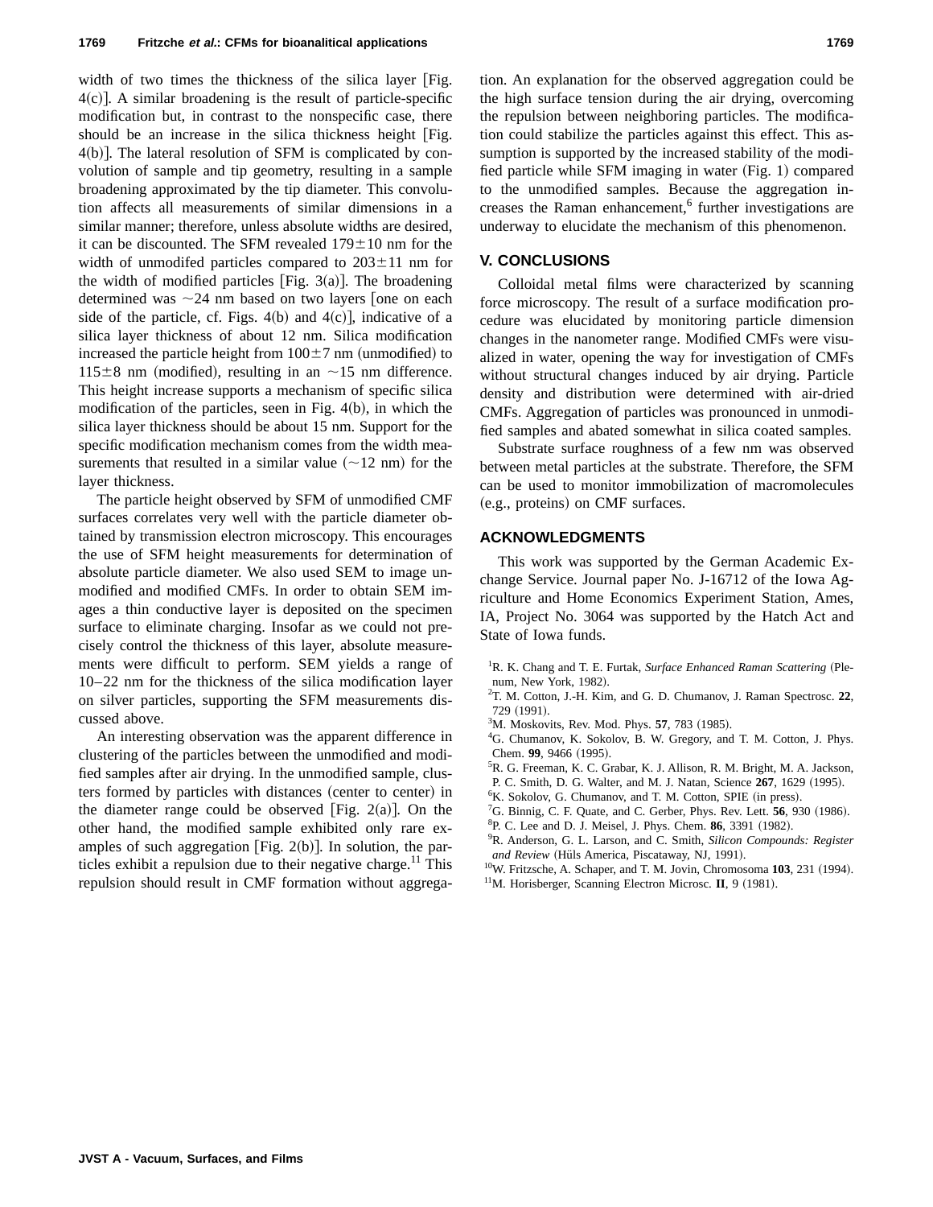width of two times the thickness of the silica layer [Fig. 4(c)]. A similar broadening is the result of particle-specific modification but, in contrast to the nonspecific case, there should be an increase in the silica thickness height [Fig. 4(b)]. The lateral resolution of SFM is complicated by convolution of sample and tip geometry, resulting in a sample broadening approximated by the tip diameter. This convolution affects all measurements of similar dimensions in a similar manner; therefore, unless absolute widths are desired, it can be discounted. The SFM revealed 179±10 nm for the width of unmodifed particles compared to 203±11 nm for the width of modified particles [Fig. 3(a)]. The broadening determined was ~24 nm based on two layers [one on each side of the particle, cf. Figs. 4(b) and 4(c)], indicative of a silica layer thickness of about 12 nm. Silica modification increased the particle height from 100±7 nm (unmodified) to 115±8 nm (modified), resulting in an ~15 nm difference. This height increase supports a mechanism of specific silica modification of the particles, seen in Fig. 4(b), in which the silica layer thickness should be about 15 nm. Support for the specific modification mechanism comes from the width measurements that resulted in a similar value (~12 nm) for the layer thickness.

The particle height observed by SFM of unmodified CMF surfaces correlates very well with the particle diameter obtained by transmission electron microscopy. This encourages the use of SFM height measurements for determination of absolute particle diameter. We also used SEM to image unmodified and modified CMFs. In order to obtain SEM images a thin conductive layer is deposited on the specimen surface to eliminate charging. Insofar as we could not precisely control the thickness of this layer, absolute measurements were difficult to perform. SEM yields a range of 10–22 nm for the thickness of the silica modification layer on silver particles, supporting the SFM measurements discussed above.

An interesting observation was the apparent difference in clustering of the particles between the unmodified and modified samples after air drying. In the unmodified sample, clusters formed by particles with distances (center to center) in the diameter range could be observed [Fig. 2(a)]. On the other hand, the modified sample exhibited only rare examples of such aggregation [Fig. 2(b)]. In solution, the particles exhibit a repulsion due to their negative charge.[11] This repulsion should result in CMF formation without aggregation. An explanation for the observed aggregation could be the high surface tension during the air drying, overcoming the repulsion between neighboring particles. The modification could stabilize the particles against this effect. This assumption is supported by the increased stability of the modified particle while SFM imaging in water (Fig. 1) compared to the unmodified samples. Because the aggregation increases the Raman enhancement,[6] further investigations are underway to elucidate the mechanism of this phenomenon.

## V. CONCLUSIONS

Colloidal metal films were characterized by scanning force microscopy. The result of a surface modification procedure was elucidated by monitoring particle dimension changes in the nanometer range. Modified CMFs were visualized in water, opening the way for investigation of CMFs without structural changes induced by air drying. Particle density and distribution were determined with air-dried CMFs. Aggregation of particles was pronounced in unmodified samples and abated somewhat in silica coated samples.

Substrate surface roughness of a few nm was observed between metal particles at the substrate. Therefore, the SFM can be used to monitor immobilization of macromolecules (e.g., proteins) on CMF surfaces.

## ACKNOWLEDGMENTS

This work was supported by the German Academic Exchange Service. Journal paper No. J-16712 of the Iowa Agriculture and Home Economics Experiment Station, Ames, IA, Project No. 3064 was supported by the Hatch Act and State of Iowa funds.

[1] R. K. Chang and T. E. Furtak, *Surface Enhanced Raman Scattering* (Plenum, New York, 1982).
[2] T. M. Cotton, J.-H. Kim, and G. D. Chumanov, J. Raman Spectrosc. **22**, 729 (1991).
[3] M. Moskovits, Rev. Mod. Phys. **57**, 783 (1985).
[4] G. Chumanov, K. Sokolov, B. W. Gregory, and T. M. Cotton, J. Phys. Chem. **99**, 9466 (1995).
[5] R. G. Freeman, K. C. Grabar, K. J. Allison, R. M. Bright, M. A. Jackson, P. C. Smith, D. G. Walter, and M. J. Natan, Science **267**, 1629 (1995).
[6] K. Sokolov, G. Chumanov, and T. M. Cotton, SPIE (in press).
[7] G. Binnig, C. F. Quate, and C. Gerber, Phys. Rev. Lett. **56**, 930 (1986).
[8] P. C. Lee and D. J. Meisel, J. Phys. Chem. **86**, 3391 (1982).
[9] R. Anderson, G. L. Larson, and C. Smith, *Silicon Compounds: Register and Review* (Hüls America, Piscataway, NJ, 1991).
[10] W. Fritzsche, A. Schaper, and T. M. Jovin, Chromosoma **103**, 231 (1994).
[11] M. Horisberger, Scanning Electron Microsc. **II**, 9 (1981).